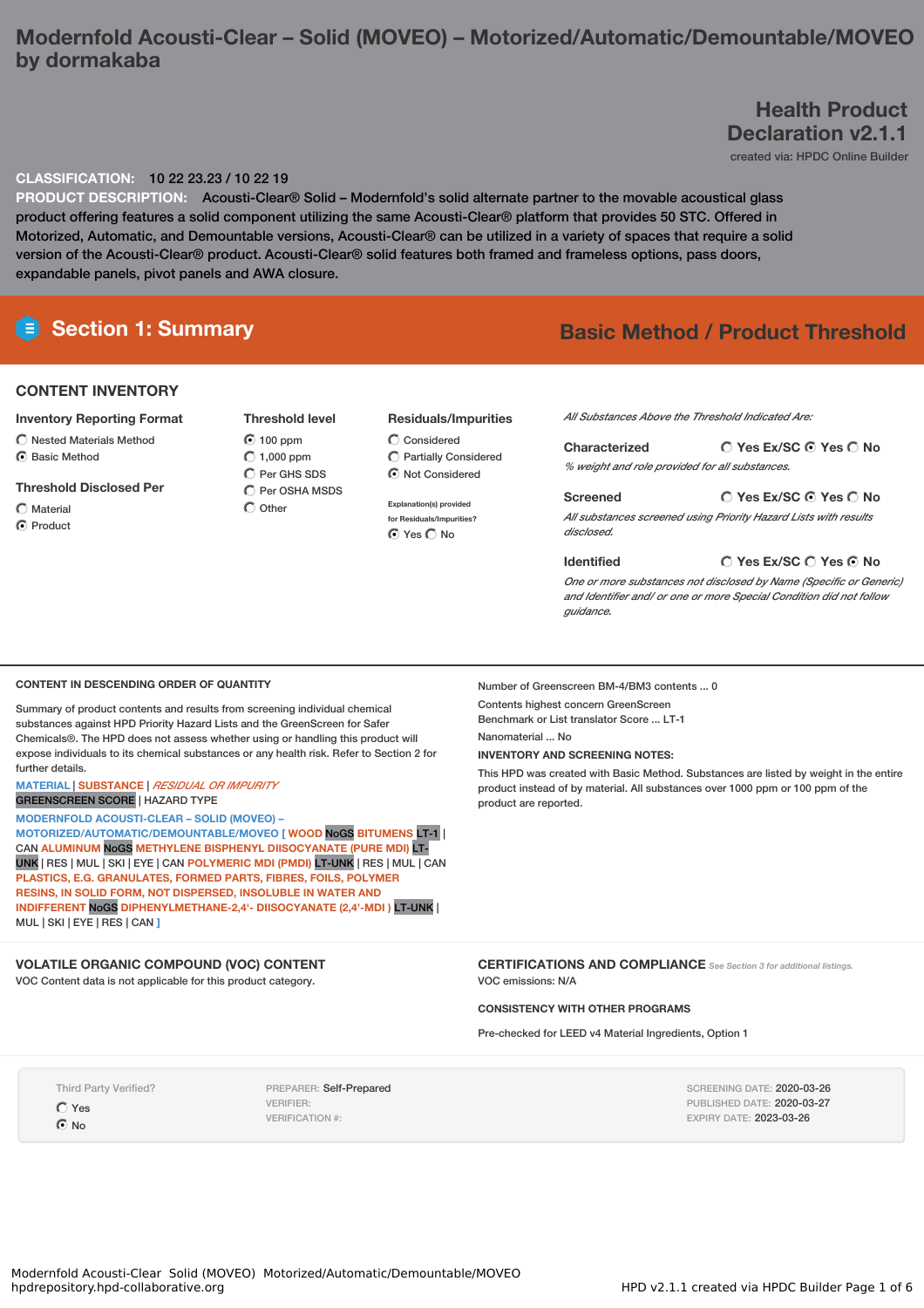# Modernfold Acousti-Clear – Solid (MOVEO) – Motorized/Automatic/Demountable/MOVEO by dormakaba

## Health Product Declaration v2.1.1

created via: HPDC Online Builder

**CLASSIFICATION:** 10 22 23.23 / 10 22 19

**PRODUCT DESCRIPTION:** Acousti-Clear® Solid – Modernfold's solid alternate partner to the movable acoustical glass product offering features a solid component utilizing the same Acousti-Clear® platform that provides 50 STC. Offered in Motorized, Automatic, and Demountable versions, Acousti-Clear® can be utilized in a variety of spaces that require a solid version of the Acousti-Clear® product. Acousti-Clear® solid features both framed and frameless options, pass doors, expandable panels, pivot panels and AWA closure.

## Section 1: Summary

**Basic Method / Product Threshold**

### CONTENT INVENTORY

**Inventory Reporting Format**
- ○ Nested Materials Method
- ● Basic Method

**Threshold Disclosed Per**
- ○ Material
- ● Product

**Threshold level**
- ● 100 ppm
- ○ 1,000 ppm
- ○ Per GHS SDS
- ○ Per OSHA MSDS
- ○ Other

**Residuals/Impurities**
- ○ Considered
- ○ Partially Considered
- ● Not Considered

Explanation(s) provided for Residuals/Impurities?
● Yes ○ No

*All Substances Above the Threshold Indicated Are:*

**Characterized** ○ Yes Ex/SC ● Yes ○ No
*% weight and role provided for all substances.*

**Screened** ○ Yes Ex/SC ● Yes ○ No
*All substances screened using Priority Hazard Lists with results disclosed.*

**Identified** ○ Yes Ex/SC ○ Yes ● No
*One or more substances not disclosed by Name (Specific or Generic) and Identifier and/ or one or more Special Condition did not follow guidance.*

### CONTENT IN DESCENDING ORDER OF QUANTITY

Summary of product contents and results from screening individual chemical substances against HPD Priority Hazard Lists and the GreenScreen for Safer Chemicals®. The HPD does not assess whether using or handling this product will expose individuals to its chemical substances or any health risk. Refer to Section 2 for further details.

MATERIAL | SUBSTANCE | *RESIDUAL OR IMPURITY*
GREENSCREEN SCORE | HAZARD TYPE

**MODERNFOLD ACOUSTI-CLEAR – SOLID (MOVEO) – MOTORIZED/AUTOMATIC/DEMOUNTABLE/MOVEO [** **WOOD** NoGS **BITUMENS** LT-1 | CAN **ALUMINUM** NoGS **METHYLENE BISPHENYL DIISOCYANATE (PURE MDI)** LT-UNK | RES | MUL | SKI | EYE | CAN **POLYMERIC MDI (PMDI)** LT-UNK | RES | MUL | CAN **PLASTICS, E.G. GRANULATES, FORMED PARTS, FIBRES, FOILS, POLYMER RESINS, IN SOLID FORM, NOT DISPERSED, INSOLUBLE IN WATER AND INDIFFERENT** NoGS **DIPHENYLMETHANE-2,4'- DIISOCYANATE (2,4'-MDI )** LT-UNK | MUL | SKI | EYE | RES | CAN **]**

Number of Greenscreen BM-4/BM3 contents ... 0

Contents highest concern GreenScreen Benchmark or List translator Score ... LT-1

Nanomaterial ... No

**INVENTORY AND SCREENING NOTES:**

This HPD was created with Basic Method. Substances are listed by weight in the entire product instead of by material. All substances over 1000 ppm or 100 ppm of the product are reported.

### VOLATILE ORGANIC COMPOUND (VOC) CONTENT

VOC Content data is not applicable for this product category.

### CERTIFICATIONS AND COMPLIANCE

*See Section 3 for additional listings.*

VOC emissions: N/A

**CONSISTENCY WITH OTHER PROGRAMS**

Pre-checked for LEED v4 Material Ingredients, Option 1

Third Party Verified?
- ○ Yes
- ● No

PREPARER: Self-Prepared
VERIFIER:
VERIFICATION #:

SCREENING DATE: 2020-03-26
PUBLISHED DATE: 2020-03-27
EXPIRY DATE: 2023-03-26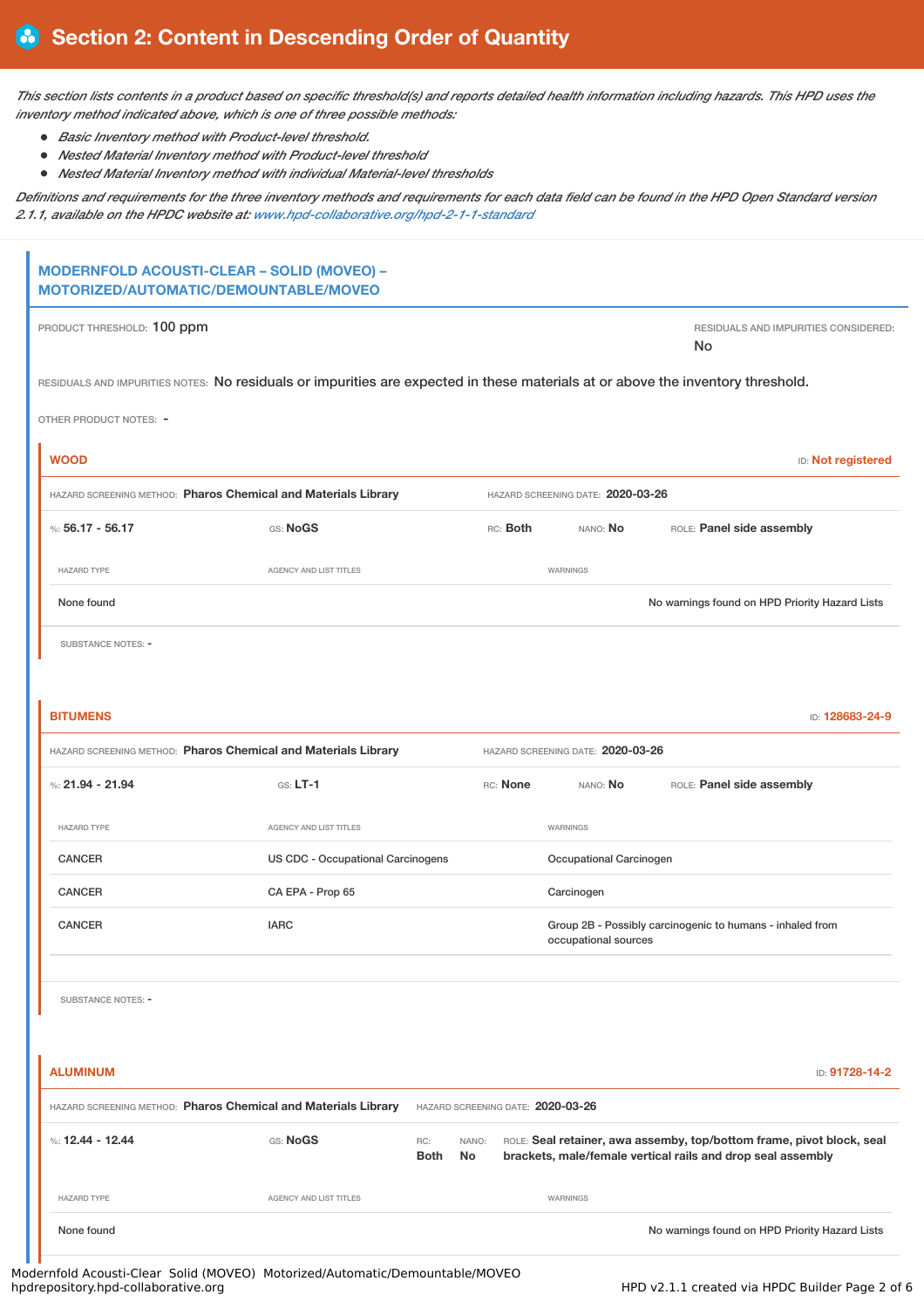# Section 2: Content in Descending Order of Quantity

*This section lists contents in a product based on specific threshold(s) and reports detailed health information including hazards. This HPD uses the inventory method indicated above, which is one of three possible methods:*

- *Basic Inventory method with Product-level threshold.*
- *Nested Material Inventory method with Product-level threshold*
- *Nested Material Inventory method with individual Material-level thresholds*

*Definitions and requirements for the three inventory methods and requirements for each data field can be found in the HPD Open Standard version 2.1.1, available on the HPDC website at: www.hpd-collaborative.org/hpd-2-1-1-standard*

## MODERNFOLD ACOUSTI-CLEAR – SOLID (MOVEO) – MOTORIZED/AUTOMATIC/DEMOUNTABLE/MOVEO

PRODUCT THRESHOLD: 100 ppm

RESIDUALS AND IMPURITIES CONSIDERED: No

RESIDUALS AND IMPURITIES NOTES: No residuals or impurities are expected in these materials at or above the inventory threshold.

OTHER PRODUCT NOTES: -

### WOOD

ID: Not registered

HAZARD SCREENING METHOD: **Pharos Chemical and Materials Library** HAZARD SCREENING DATE: **2020-03-26**

%: **56.17 - 56.17** GS: **NoGS** RC: **Both** NANO: **No** ROLE: **Panel side assembly**

| HAZARD TYPE | AGENCY AND LIST TITLES | WARNINGS |
|---|---|---|
| None found | | No warnings found on HPD Priority Hazard Lists |

SUBSTANCE NOTES: -

### BITUMENS

ID: 128683-24-9

HAZARD SCREENING METHOD: **Pharos Chemical and Materials Library** HAZARD SCREENING DATE: **2020-03-26**

%: **21.94 - 21.94** GS: **LT-1** RC: **None** NANO: **No** ROLE: **Panel side assembly**

| HAZARD TYPE | AGENCY AND LIST TITLES | WARNINGS |
|---|---|---|
| CANCER | US CDC - Occupational Carcinogens | Occupational Carcinogen |
| CANCER | CA EPA - Prop 65 | Carcinogen |
| CANCER | IARC | Group 2B - Possibly carcinogenic to humans - inhaled from occupational sources |

SUBSTANCE NOTES: -

### ALUMINUM

ID: 91728-14-2

HAZARD SCREENING METHOD: **Pharos Chemical and Materials Library** HAZARD SCREENING DATE: **2020-03-26**

%: **12.44 - 12.44** GS: **NoGS** RC: **Both** NANO: **No** ROLE: **Seal retainer, awa assemby, top/bottom frame, pivot block, seal brackets, male/female vertical rails and drop seal assembly**

| HAZARD TYPE | AGENCY AND LIST TITLES | WARNINGS |
|---|---|---|
| None found | | No warnings found on HPD Priority Hazard Lists |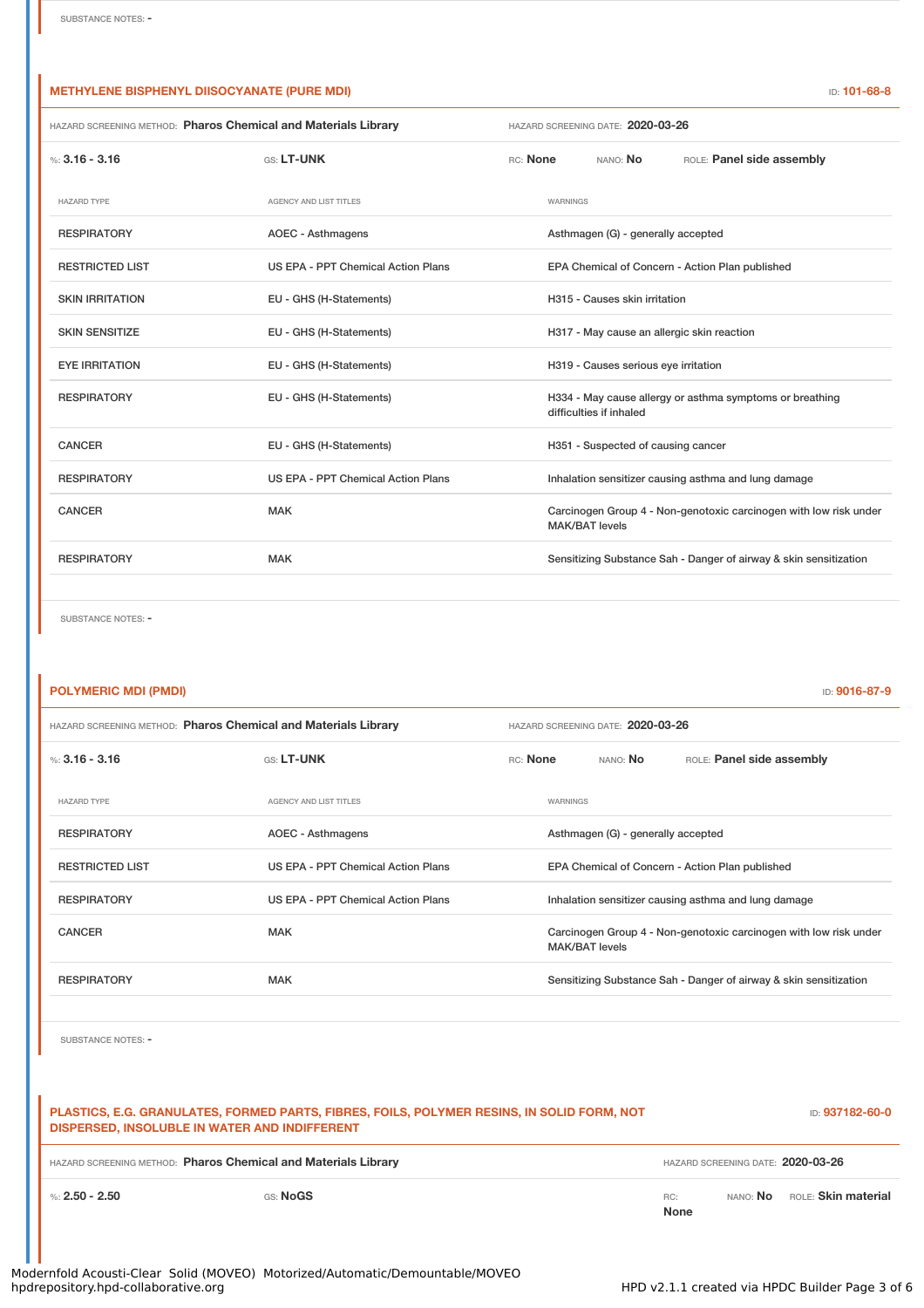SUBSTANCE NOTES: -

## METHYLENE BISPHENYL DIISOCYANATE (PURE MDI)

ID: **101-68-8**

HAZARD SCREENING METHOD: **Pharos Chemical and Materials Library** HAZARD SCREENING DATE: **2020-03-26**

%: **3.16 - 3.16** GS: **LT-UNK** RC: **None** NANO: **No** ROLE: **Panel side assembly**

| HAZARD TYPE | AGENCY AND LIST TITLES | WARNINGS |
|---|---|---|
| RESPIRATORY | AOEC - Asthmagens | Asthmagen (G) - generally accepted |
| RESTRICTED LIST | US EPA - PPT Chemical Action Plans | EPA Chemical of Concern - Action Plan published |
| SKIN IRRITATION | EU - GHS (H-Statements) | H315 - Causes skin irritation |
| SKIN SENSITIZE | EU - GHS (H-Statements) | H317 - May cause an allergic skin reaction |
| EYE IRRITATION | EU - GHS (H-Statements) | H319 - Causes serious eye irritation |
| RESPIRATORY | EU - GHS (H-Statements) | H334 - May cause allergy or asthma symptoms or breathing difficulties if inhaled |
| CANCER | EU - GHS (H-Statements) | H351 - Suspected of causing cancer |
| RESPIRATORY | US EPA - PPT Chemical Action Plans | Inhalation sensitizer causing asthma and lung damage |
| CANCER | MAK | Carcinogen Group 4 - Non-genotoxic carcinogen with low risk under MAK/BAT levels |
| RESPIRATORY | MAK | Sensitizing Substance Sah - Danger of airway & skin sensitization |

SUBSTANCE NOTES: -

## POLYMERIC MDI (PMDI)

ID: **9016-87-9**

HAZARD SCREENING METHOD: **Pharos Chemical and Materials Library** HAZARD SCREENING DATE: **2020-03-26**

%: **3.16 - 3.16** GS: **LT-UNK** RC: **None** NANO: **No** ROLE: **Panel side assembly**

| HAZARD TYPE | AGENCY AND LIST TITLES | WARNINGS |
|---|---|---|
| RESPIRATORY | AOEC - Asthmagens | Asthmagen (G) - generally accepted |
| RESTRICTED LIST | US EPA - PPT Chemical Action Plans | EPA Chemical of Concern - Action Plan published |
| RESPIRATORY | US EPA - PPT Chemical Action Plans | Inhalation sensitizer causing asthma and lung damage |
| CANCER | MAK | Carcinogen Group 4 - Non-genotoxic carcinogen with low risk under MAK/BAT levels |
| RESPIRATORY | MAK | Sensitizing Substance Sah - Danger of airway & skin sensitization |

SUBSTANCE NOTES: -

## PLASTICS, E.G. GRANULATES, FORMED PARTS, FIBRES, FOILS, POLYMER RESINS, IN SOLID FORM, NOT DISPERSED, INSOLUBLE IN WATER AND INDIFFERENT

ID: **937182-60-0**

HAZARD SCREENING METHOD: **Pharos Chemical and Materials Library** HAZARD SCREENING DATE: **2020-03-26**

%: **2.50 - 2.50** GS: **NoGS** RC: **None** NANO: **No** ROLE: **Skin material**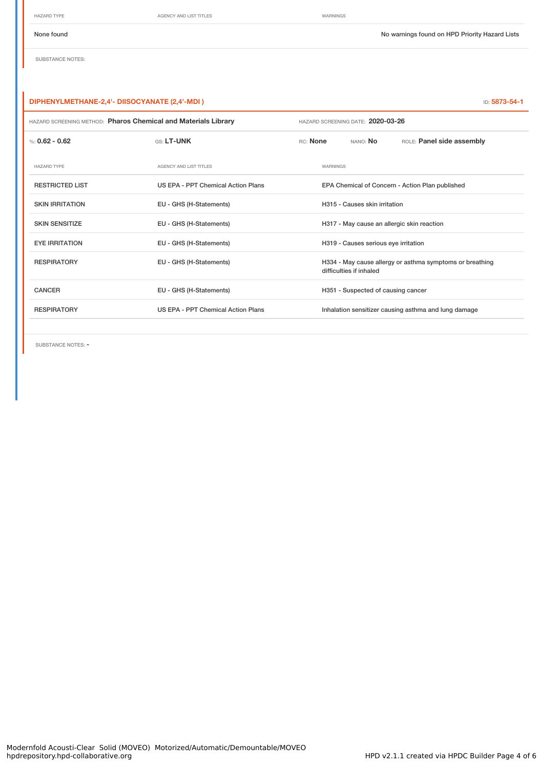| HAZARD TYPE | AGENCY AND LIST TITLES | WARNINGS |
|---|---|---|
| None found | | No warnings found on HPD Priority Hazard Lists |

SUBSTANCE NOTES:

### DIPHENYLMETHANE-2,4'- DIISOCYANATE (2,4'-MDI )

ID: 5873-54-1

HAZARD SCREENING METHOD: **Pharos Chemical and Materials Library** HAZARD SCREENING DATE: **2020-03-26**

%: **0.62 - 0.62** GS: **LT-UNK** RC: **None** NANO: **No** ROLE: **Panel side assembly**

| HAZARD TYPE | AGENCY AND LIST TITLES | WARNINGS |
|---|---|---|
| RESTRICTED LIST | US EPA - PPT Chemical Action Plans | EPA Chemical of Concern - Action Plan published |
| SKIN IRRITATION | EU - GHS (H-Statements) | H315 - Causes skin irritation |
| SKIN SENSITIZE | EU - GHS (H-Statements) | H317 - May cause an allergic skin reaction |
| EYE IRRITATION | EU - GHS (H-Statements) | H319 - Causes serious eye irritation |
| RESPIRATORY | EU - GHS (H-Statements) | H334 - May cause allergy or asthma symptoms or breathing difficulties if inhaled |
| CANCER | EU - GHS (H-Statements) | H351 - Suspected of causing cancer |
| RESPIRATORY | US EPA - PPT Chemical Action Plans | Inhalation sensitizer causing asthma and lung damage |

SUBSTANCE NOTES: -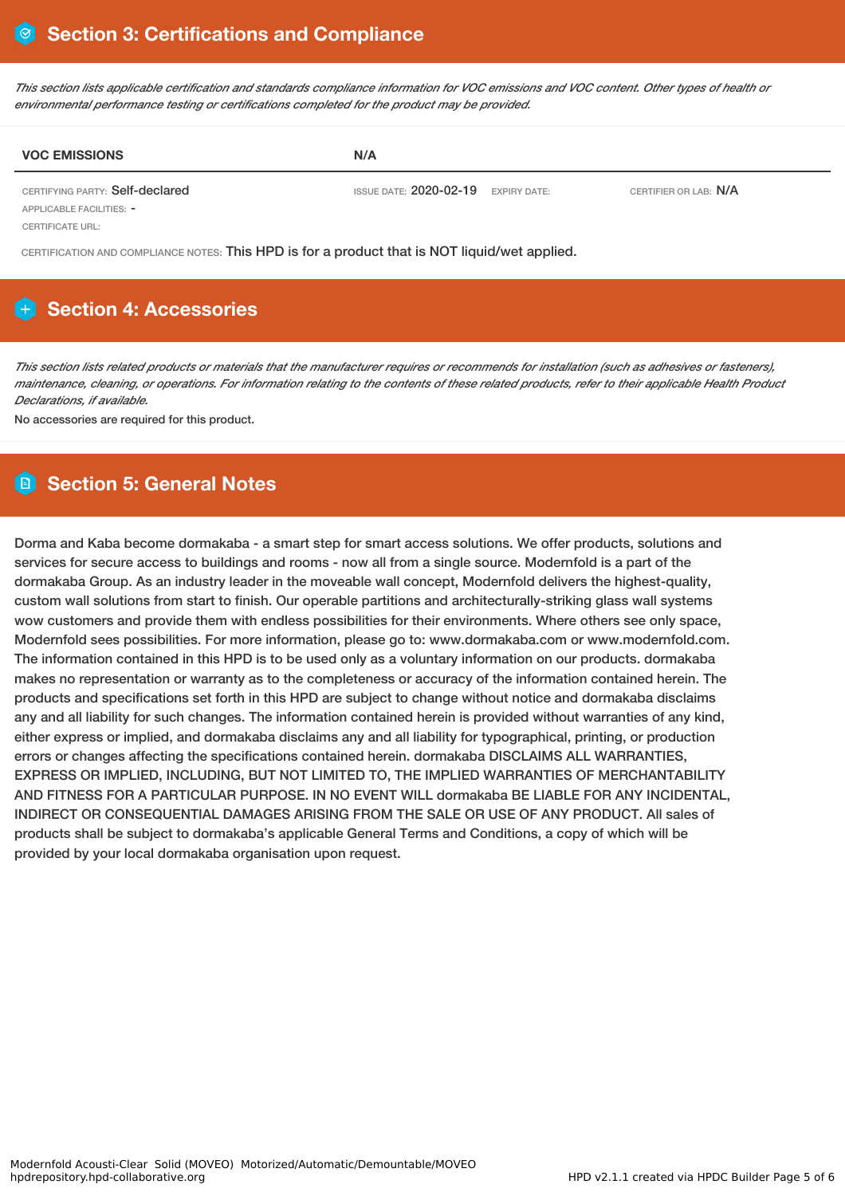## Section 3: Certifications and Compliance

*This section lists applicable certification and standards compliance information for VOC emissions and VOC content. Other types of health or environmental performance testing or certifications completed for the product may be provided.*

| VOC EMISSIONS | N/A | | |
|---|---|---|---|
| CERTIFYING PARTY: Self-declared | ISSUE DATE: 2020-02-19 | EXPIRY DATE: | CERTIFIER OR LAB: N/A |
| APPLICABLE FACILITIES: - | | | |
| CERTIFICATE URL: | | | |

CERTIFICATION AND COMPLIANCE NOTES: This HPD is for a product that is NOT liquid/wet applied.

## Section 4: Accessories

*This section lists related products or materials that the manufacturer requires or recommends for installation (such as adhesives or fasteners), maintenance, cleaning, or operations. For information relating to the contents of these related products, refer to their applicable Health Product Declarations, if available.*

No accessories are required for this product.

## Section 5: General Notes

Dorma and Kaba become dormakaba - a smart step for smart access solutions. We offer products, solutions and services for secure access to buildings and rooms - now all from a single source. Modernfold is a part of the dormakaba Group. As an industry leader in the moveable wall concept, Modernfold delivers the highest-quality, custom wall solutions from start to finish. Our operable partitions and architecturally-striking glass wall systems wow customers and provide them with endless possibilities for their environments. Where others see only space, Modernfold sees possibilities. For more information, please go to: www.dormakaba.com or www.modernfold.com. The information contained in this HPD is to be used only as a voluntary information on our products. dormakaba makes no representation or warranty as to the completeness or accuracy of the information contained herein. The products and specifications set forth in this HPD are subject to change without notice and dormakaba disclaims any and all liability for such changes. The information contained herein is provided without warranties of any kind, either express or implied, and dormakaba disclaims any and all liability for typographical, printing, or production errors or changes affecting the specifications contained herein. dormakaba DISCLAIMS ALL WARRANTIES, EXPRESS OR IMPLIED, INCLUDING, BUT NOT LIMITED TO, THE IMPLIED WARRANTIES OF MERCHANTABILITY AND FITNESS FOR A PARTICULAR PURPOSE. IN NO EVENT WILL dormakaba BE LIABLE FOR ANY INCIDENTAL, INDIRECT OR CONSEQUENTIAL DAMAGES ARISING FROM THE SALE OR USE OF ANY PRODUCT. All sales of products shall be subject to dormakaba's applicable General Terms and Conditions, a copy of which will be provided by your local dormakaba organisation upon request.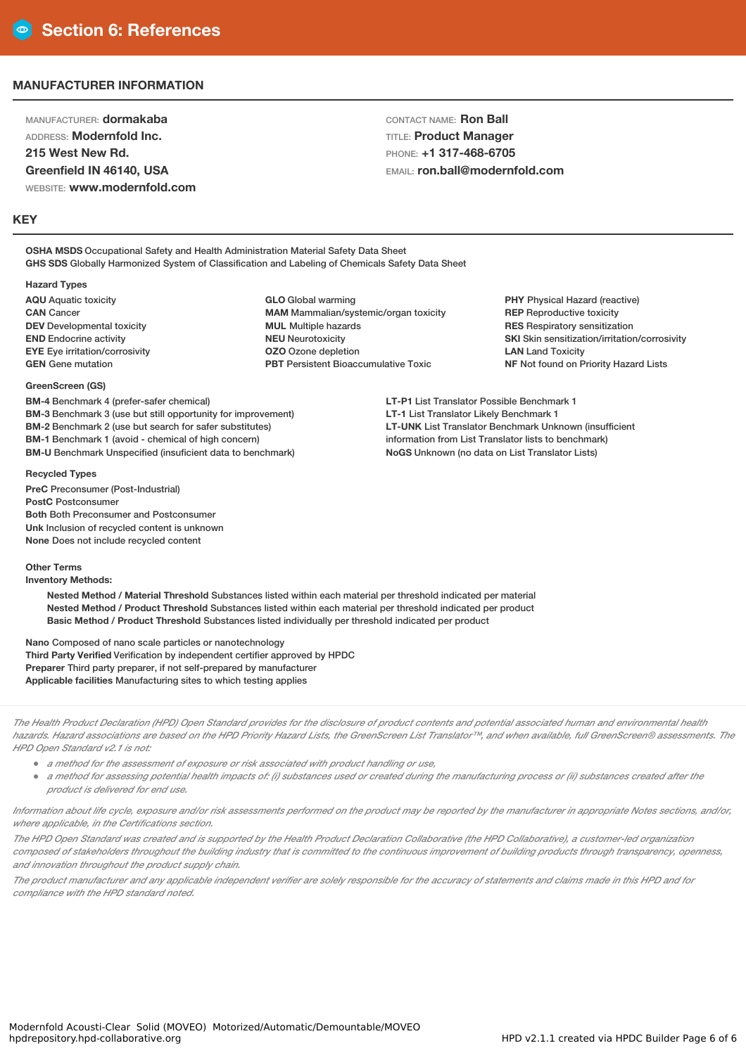# Section 6: References

## MANUFACTURER INFORMATION

MANUFACTURER: **dormakaba**
ADDRESS: **Modernfold Inc.**
**215 West New Rd.**
**Greenfield IN 46140, USA**
WEBSITE: **www.modernfold.com**

CONTACT NAME: **Ron Ball**
TITLE: **Product Manager**
PHONE: **+1 317-468-6705**
EMAIL: **ron.ball@modernfold.com**

## KEY

**OSHA MSDS** Occupational Safety and Health Administration Material Safety Data Sheet
**GHS SDS** Globally Harmonized System of Classification and Labeling of Chemicals Safety Data Sheet

### Hazard Types

**AQU** Aquatic toxicity
**CAN** Cancer
**DEV** Developmental toxicity
**END** Endocrine activity
**EYE** Eye irritation/corrosivity
**GEN** Gene mutation
**GLO** Global warming
**MAM** Mammalian/systemic/organ toxicity
**MUL** Multiple hazards
**NEU** Neurotoxicity
**OZO** Ozone depletion
**PBT** Persistent Bioaccumulative Toxic
**PHY** Physical Hazard (reactive)
**REP** Reproductive toxicity
**RES** Respiratory sensitization
**SKI** Skin sensitization/irritation/corrosivity
**LAN** Land Toxicity
**NF** Not found on Priority Hazard Lists

### GreenScreen (GS)

**BM-4** Benchmark 4 (prefer-safer chemical)
**BM-3** Benchmark 3 (use but still opportunity for improvement)
**BM-2** Benchmark 2 (use but search for safer substitutes)
**BM-1** Benchmark 1 (avoid - chemical of high concern)
**BM-U** Benchmark Unspecified (insuficient data to benchmark)
**LT-P1** List Translator Possible Benchmark 1
**LT-1** List Translator Likely Benchmark 1
**LT-UNK** List Translator Benchmark Unknown (insufficient information from List Translator lists to benchmark)
**NoGS** Unknown (no data on List Translator Lists)

### Recycled Types

**PreC** Preconsumer (Post-Industrial)
**PostC** Postconsumer
**Both** Both Preconsumer and Postconsumer
**Unk** Inclusion of recycled content is unknown
**None** Does not include recycled content

### Other Terms

**Inventory Methods:**

- **Nested Method / Material Threshold** Substances listed within each material per threshold indicated per material
- **Nested Method / Product Threshold** Substances listed within each material per threshold indicated per product
- **Basic Method / Product Threshold** Substances listed individually per threshold indicated per product

**Nano** Composed of nano scale particles or nanotechnology
**Third Party Verified** Verification by independent certifier approved by HPDC
**Preparer** Third party preparer, if not self-prepared by manufacturer
**Applicable facilities** Manufacturing sites to which testing applies

*The Health Product Declaration (HPD) Open Standard provides for the disclosure of product contents and potential associated human and environmental health hazards. Hazard associations are based on the HPD Priority Hazard Lists, the GreenScreen List Translator™, and when available, full GreenScreen® assessments. The HPD Open Standard v2.1 is not:*

- *a method for the assessment of exposure or risk associated with product handling or use,*
- *a method for assessing potential health impacts of: (i) substances used or created during the manufacturing process or (ii) substances created after the product is delivered for end use.*

*Information about life cycle, exposure and/or risk assessments performed on the product may be reported by the manufacturer in appropriate Notes sections, and/or, where applicable, in the Certifications section.*

*The HPD Open Standard was created and is supported by the Health Product Declaration Collaborative (the HPD Collaborative), a customer-led organization composed of stakeholders throughout the building industry that is committed to the continuous improvement of building products through transparency, openness, and innovation throughout the product supply chain.*

*The product manufacturer and any applicable independent verifier are solely responsible for the accuracy of statements and claims made in this HPD and for compliance with the HPD standard noted.*